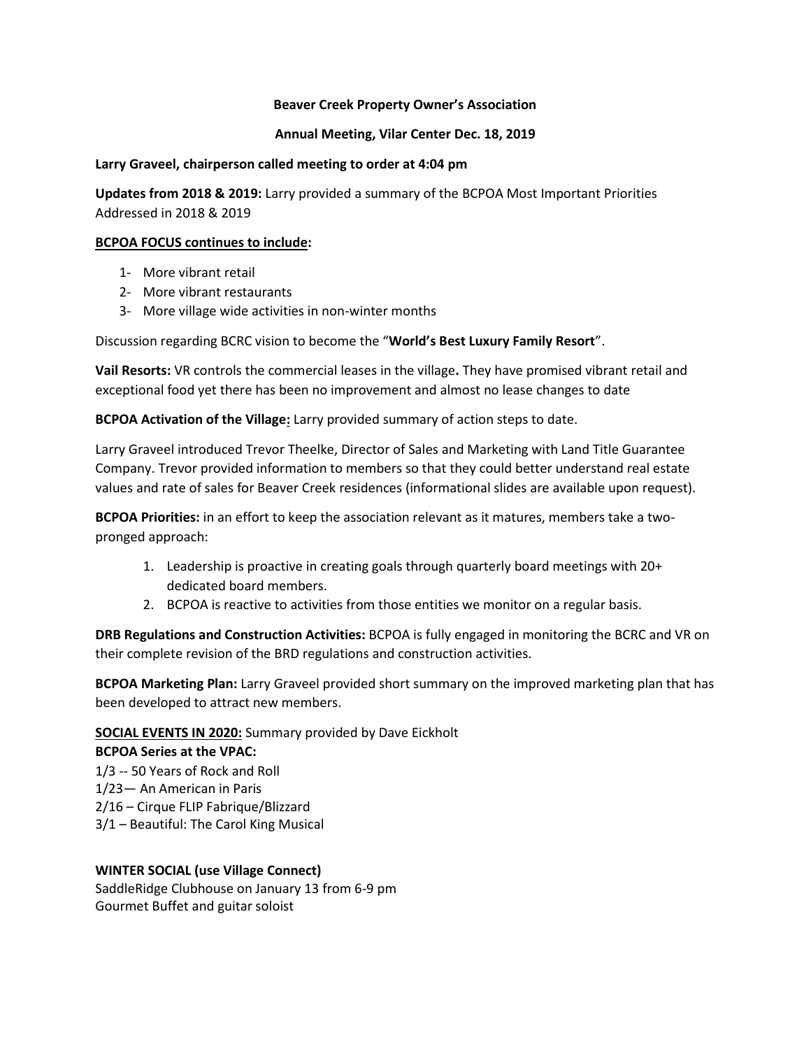**Beaver Creek Property Owner's Association**

**Annual Meeting, Vilar Center Dec. 18, 2019**

**Larry Graveel, chairperson called meeting to order at 4:04 pm**

**Updates from 2018 & 2019:** Larry provided a summary of the BCPOA Most Important Priorities Addressed in 2018 & 2019

**<u>BCPOA FOCUS continues to include</u>:**

1- More vibrant retail
2- More vibrant restaurants
3- More village wide activities in non-winter months

Discussion regarding BCRC vision to become the "**World's Best Luxury Family Resort**".

**Vail Resorts:** VR controls the commercial leases in the village**.** They have promised vibrant retail and exceptional food yet there has been no improvement and almost no lease changes to date

**BCPOA Activation of the Village<u>:</u>** Larry provided summary of action steps to date.

Larry Graveel introduced Trevor Theelke, Director of Sales and Marketing with Land Title Guarantee Company. Trevor provided information to members so that they could better understand real estate values and rate of sales for Beaver Creek residences (informational slides are available upon request).

**BCPOA Priorities:** in an effort to keep the association relevant as it matures, members take a two-pronged approach:

1. Leadership is proactive in creating goals through quarterly board meetings with 20+ dedicated board members.
2. BCPOA is reactive to activities from those entities we monitor on a regular basis.

**DRB Regulations and Construction Activities:** BCPOA is fully engaged in monitoring the BCRC and VR on their complete revision of the BRD regulations and construction activities.

**BCPOA Marketing Plan:** Larry Graveel provided short summary on the improved marketing plan that has been developed to attract new members.

**<u>SOCIAL EVENTS IN 2020:</u>** Summary provided by Dave Eickholt
**BCPOA Series at the VPAC:**
1/3 -- 50 Years of Rock and Roll
1/23— An American in Paris
2/16 – Cirque FLIP Fabrique/Blizzard
3/1 – Beautiful: The Carol King Musical

**WINTER SOCIAL (use Village Connect)**
SaddleRidge Clubhouse on January 13 from 6-9 pm
Gourmet Buffet and guitar soloist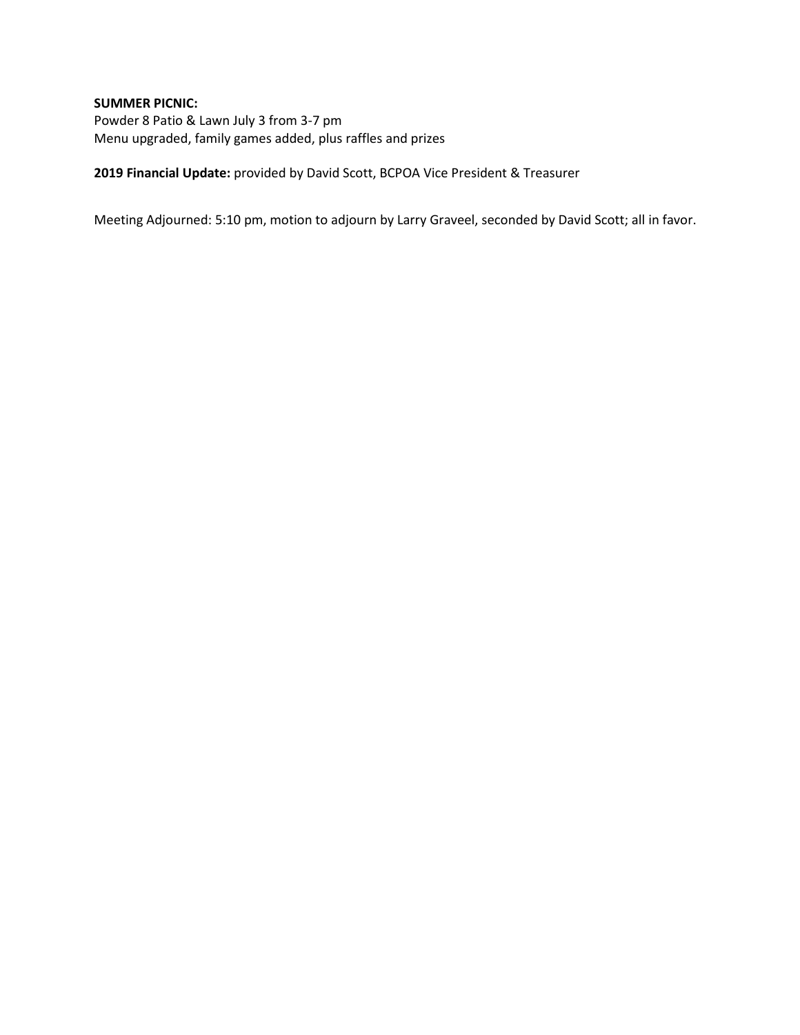**SUMMER PICNIC:**
Powder 8 Patio & Lawn July 3 from 3-7 pm
Menu upgraded, family games added, plus raffles and prizes

**2019 Financial Update:** provided by David Scott, BCPOA Vice President & Treasurer

Meeting Adjourned: 5:10 pm, motion to adjourn by Larry Graveel, seconded by David Scott; all in favor.